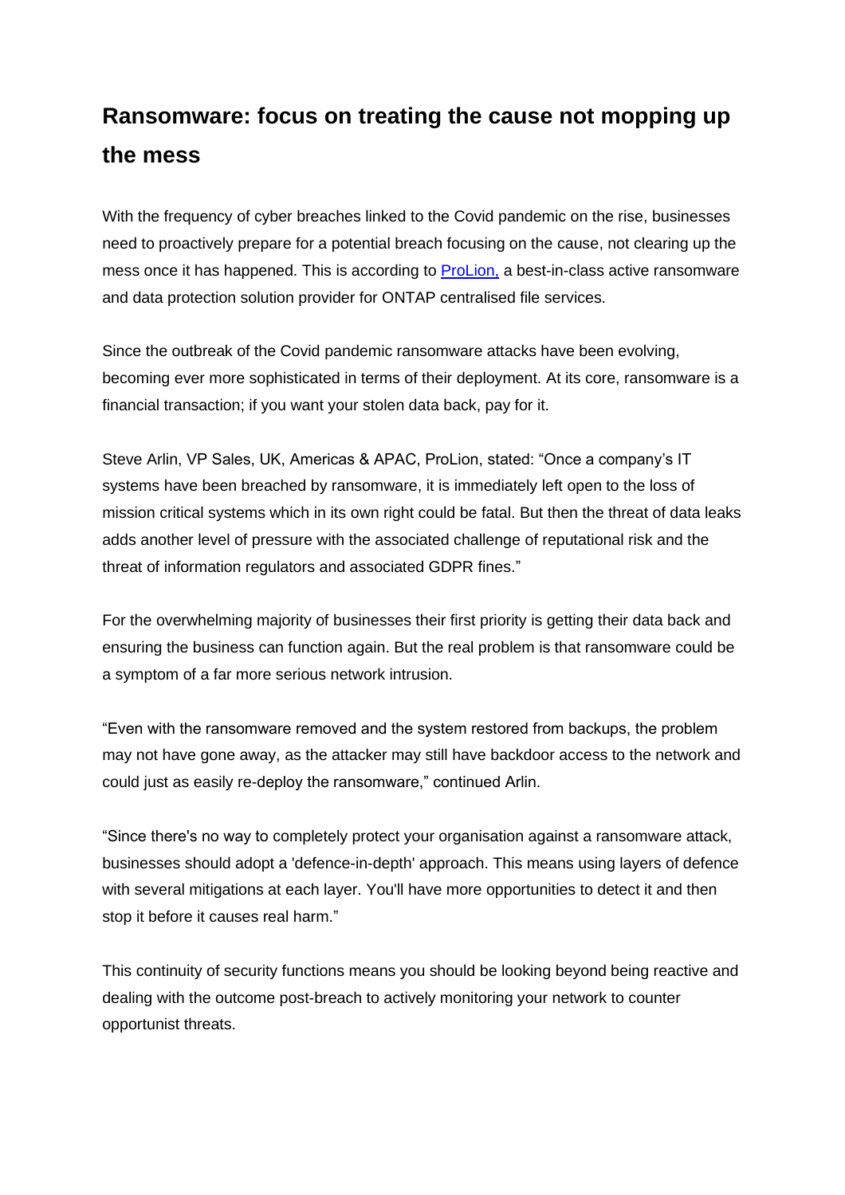# Ransomware: focus on treating the cause not mopping up the mess

With the frequency of cyber breaches linked to the Covid pandemic on the rise, businesses need to proactively prepare for a potential breach focusing on the cause, not clearing up the mess once it has happened. This is according to [ProLion,]() a best-in-class active ransomware and data protection solution provider for ONTAP centralised file services.

Since the outbreak of the Covid pandemic ransomware attacks have been evolving, becoming ever more sophisticated in terms of their deployment. At its core, ransomware is a financial transaction; if you want your stolen data back, pay for it.

Steve Arlin, VP Sales, UK, Americas & APAC, ProLion, stated: "Once a company's IT systems have been breached by ransomware, it is immediately left open to the loss of mission critical systems which in its own right could be fatal. But then the threat of data leaks adds another level of pressure with the associated challenge of reputational risk and the threat of information regulators and associated GDPR fines."

For the overwhelming majority of businesses their first priority is getting their data back and ensuring the business can function again. But the real problem is that ransomware could be a symptom of a far more serious network intrusion.

"Even with the ransomware removed and the system restored from backups, the problem may not have gone away, as the attacker may still have backdoor access to the network and could just as easily re-deploy the ransomware," continued Arlin.

"Since there's no way to completely protect your organisation against a ransomware attack, businesses should adopt a 'defence-in-depth' approach. This means using layers of defence with several mitigations at each layer. You'll have more opportunities to detect it and then stop it before it causes real harm."

This continuity of security functions means you should be looking beyond being reactive and dealing with the outcome post-breach to actively monitoring your network to counter opportunist threats.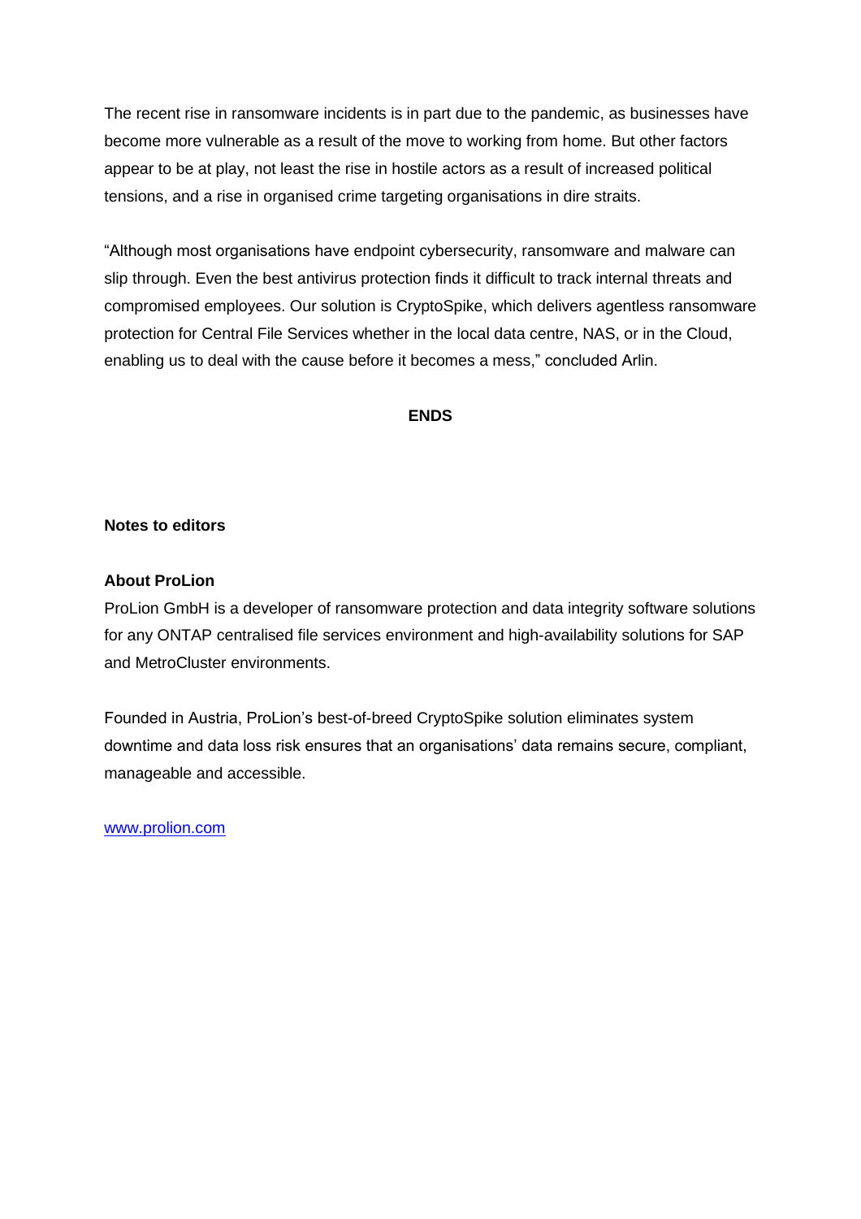The recent rise in ransomware incidents is in part due to the pandemic, as businesses have become more vulnerable as a result of the move to working from home. But other factors appear to be at play, not least the rise in hostile actors as a result of increased political tensions, and a rise in organised crime targeting organisations in dire straits.

"Although most organisations have endpoint cybersecurity, ransomware and malware can slip through. Even the best antivirus protection finds it difficult to track internal threats and compromised employees. Our solution is CryptoSpike, which delivers agentless ransomware protection for Central File Services whether in the local data centre, NAS, or in the Cloud, enabling us to deal with the cause before it becomes a mess," concluded Arlin.

**ENDS**

**Notes to editors**

**About ProLion**

ProLion GmbH is a developer of ransomware protection and data integrity software solutions for any ONTAP centralised file services environment and high-availability solutions for SAP and MetroCluster environments.

Founded in Austria, ProLion's best-of-breed CryptoSpike solution eliminates system downtime and data loss risk ensures that an organisations' data remains secure, compliant, manageable and accessible.

[www.prolion.com](http://www.prolion.com)